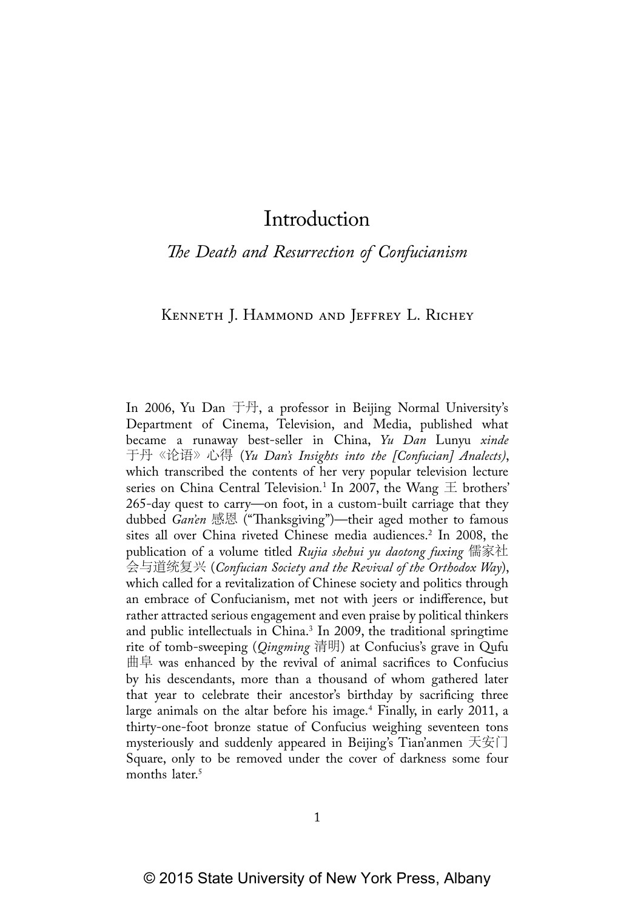# Introduction

## *The Death and Resurrection of Confucianism*

Kenneth J. Hammond and Jeffrey L. Richey

In 2006, Yu Dan 于丹, a professor in Beijing Normal University's Department of Cinema, Television, and Media, published what became a runaway best-seller in China, *Yu Dan* Lunyu *xinde* 于丹《论语》心得 (*Yu Dan's Insights into the [Confucian] Analects)*, which transcribed the contents of her very popular television lecture series on China Central Television.[1] In 2007, the Wang 王 brothers' 265-day quest to carry—on foot, in a custom-built carriage that they dubbed *Gan'en* 感恩 ("Thanksgiving")—their aged mother to famous sites all over China riveted Chinese media audiences.[2] In 2008, the publication of a volume titled *Rujia shehui yu daotong fuxing* 儒家社会与道统复兴 (*Confucian Society and the Revival of the Orthodox Way*), which called for a revitalization of Chinese society and politics through an embrace of Confucianism, met not with jeers or indifference, but rather attracted serious engagement and even praise by political thinkers and public intellectuals in China.[3] In 2009, the traditional springtime rite of tomb-sweeping (*Qingming* 清明) at Confucius's grave in Qufu 曲阜 was enhanced by the revival of animal sacrifices to Confucius by his descendants, more than a thousand of whom gathered later that year to celebrate their ancestor's birthday by sacrificing three large animals on the altar before his image.[4] Finally, in early 2011, a thirty-one-foot bronze statue of Confucius weighing seventeen tons mysteriously and suddenly appeared in Beijing's Tian'anmen 天安门 Square, only to be removed under the cover of darkness some four months later.[5]

© 2015 State University of New York Press, Albany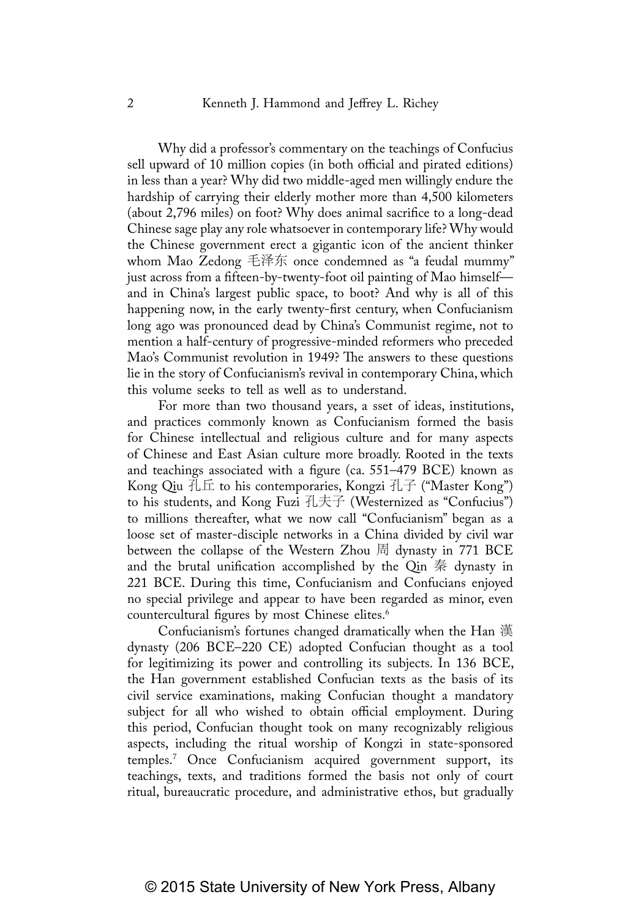Why did a professor's commentary on the teachings of Confucius sell upward of 10 million copies (in both official and pirated editions) in less than a year? Why did two middle-aged men willingly endure the hardship of carrying their elderly mother more than 4,500 kilometers (about 2,796 miles) on foot? Why does animal sacrifice to a long-dead Chinese sage play any role whatsoever in contemporary life? Why would the Chinese government erect a gigantic icon of the ancient thinker whom Mao Zedong 毛泽东 once condemned as "a feudal mummy" just across from a fifteen-by-twenty-foot oil painting of Mao himself—and in China's largest public space, to boot? And why is all of this happening now, in the early twenty-first century, when Confucianism long ago was pronounced dead by China's Communist regime, not to mention a half-century of progressive-minded reformers who preceded Mao's Communist revolution in 1949? The answers to these questions lie in the story of Confucianism's revival in contemporary China, which this volume seeks to tell as well as to understand.

For more than two thousand years, a sset of ideas, institutions, and practices commonly known as Confucianism formed the basis for Chinese intellectual and religious culture and for many aspects of Chinese and East Asian culture more broadly. Rooted in the texts and teachings associated with a figure (ca. 551–479 BCE) known as Kong Qiu 孔丘 to his contemporaries, Kongzi 孔子 ("Master Kong") to his students, and Kong Fuzi 孔夫子 (Westernized as "Confucius") to millions thereafter, what we now call "Confucianism" began as a loose set of master-disciple networks in a China divided by civil war between the collapse of the Western Zhou 周 dynasty in 771 BCE and the brutal unification accomplished by the Qin 秦 dynasty in 221 BCE. During this time, Confucianism and Confucians enjoyed no special privilege and appear to have been regarded as minor, even countercultural figures by most Chinese elites.[6]

Confucianism's fortunes changed dramatically when the Han 漢 dynasty (206 BCE–220 CE) adopted Confucian thought as a tool for legitimizing its power and controlling its subjects. In 136 BCE, the Han government established Confucian texts as the basis of its civil service examinations, making Confucian thought a mandatory subject for all who wished to obtain official employment. During this period, Confucian thought took on many recognizably religious aspects, including the ritual worship of Kongzi in state-sponsored temples.[7] Once Confucianism acquired government support, its teachings, texts, and traditions formed the basis not only of court ritual, bureaucratic procedure, and administrative ethos, but gradually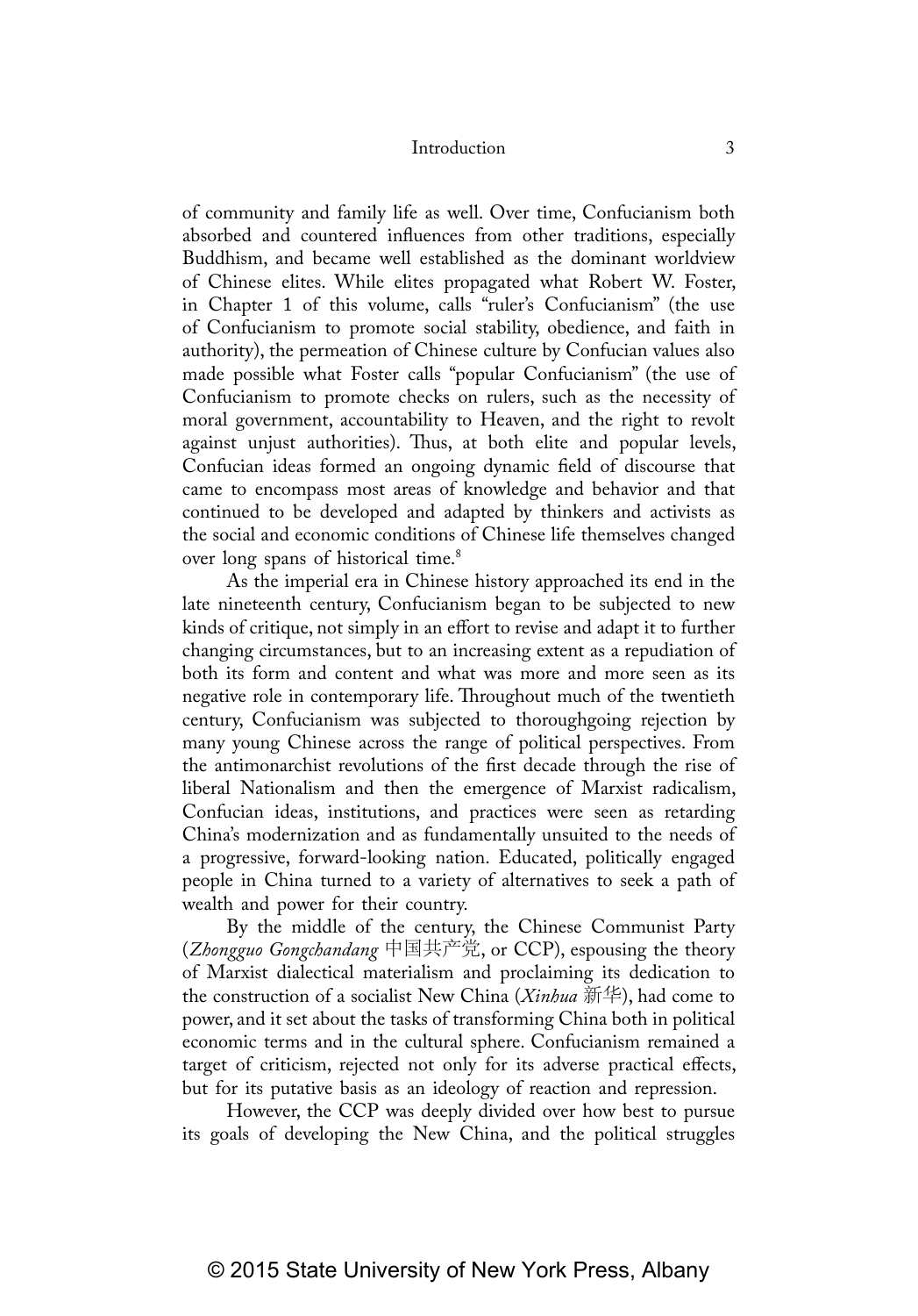of community and family life as well. Over time, Confucianism both absorbed and countered influences from other traditions, especially Buddhism, and became well established as the dominant worldview of Chinese elites. While elites propagated what Robert W. Foster, in Chapter 1 of this volume, calls "ruler's Confucianism" (the use of Confucianism to promote social stability, obedience, and faith in authority), the permeation of Chinese culture by Confucian values also made possible what Foster calls "popular Confucianism" (the use of Confucianism to promote checks on rulers, such as the necessity of moral government, accountability to Heaven, and the right to revolt against unjust authorities). Thus, at both elite and popular levels, Confucian ideas formed an ongoing dynamic field of discourse that came to encompass most areas of knowledge and behavior and that continued to be developed and adapted by thinkers and activists as the social and economic conditions of Chinese life themselves changed over long spans of historical time.[8]

As the imperial era in Chinese history approached its end in the late nineteenth century, Confucianism began to be subjected to new kinds of critique, not simply in an effort to revise and adapt it to further changing circumstances, but to an increasing extent as a repudiation of both its form and content and what was more and more seen as its negative role in contemporary life. Throughout much of the twentieth century, Confucianism was subjected to thoroughgoing rejection by many young Chinese across the range of political perspectives. From the antimonarchist revolutions of the first decade through the rise of liberal Nationalism and then the emergence of Marxist radicalism, Confucian ideas, institutions, and practices were seen as retarding China's modernization and as fundamentally unsuited to the needs of a progressive, forward-looking nation. Educated, politically engaged people in China turned to a variety of alternatives to seek a path of wealth and power for their country.

By the middle of the century, the Chinese Communist Party (*Zhongguo Gongchandang* 中国共产党, or CCP), espousing the theory of Marxist dialectical materialism and proclaiming its dedication to the construction of a socialist New China (*Xinhua* 新华), had come to power, and it set about the tasks of transforming China both in political economic terms and in the cultural sphere. Confucianism remained a target of criticism, rejected not only for its adverse practical effects, but for its putative basis as an ideology of reaction and repression.

However, the CCP was deeply divided over how best to pursue its goals of developing the New China, and the political struggles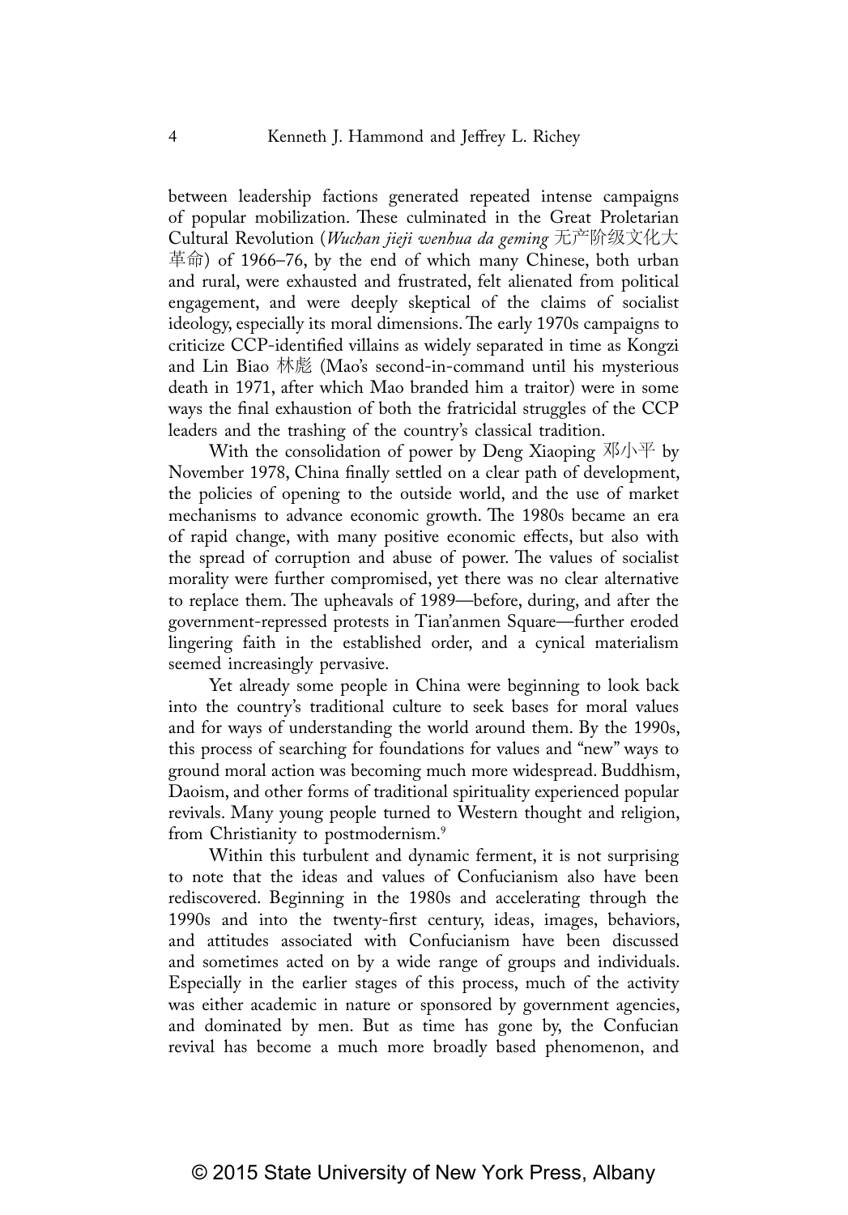between leadership factions generated repeated intense campaigns of popular mobilization. These culminated in the Great Proletarian Cultural Revolution (*Wuchan jieji wenhua da geming* 无产阶级文化大革命) of 1966–76, by the end of which many Chinese, both urban and rural, were exhausted and frustrated, felt alienated from political engagement, and were deeply skeptical of the claims of socialist ideology, especially its moral dimensions. The early 1970s campaigns to criticize CCP-identified villains as widely separated in time as Kongzi and Lin Biao 林彪 (Mao's second-in-command until his mysterious death in 1971, after which Mao branded him a traitor) were in some ways the final exhaustion of both the fratricidal struggles of the CCP leaders and the trashing of the country's classical tradition.

With the consolidation of power by Deng Xiaoping 邓小平 by November 1978, China finally settled on a clear path of development, the policies of opening to the outside world, and the use of market mechanisms to advance economic growth. The 1980s became an era of rapid change, with many positive economic effects, but also with the spread of corruption and abuse of power. The values of socialist morality were further compromised, yet there was no clear alternative to replace them. The upheavals of 1989—before, during, and after the government-repressed protests in Tian'anmen Square—further eroded lingering faith in the established order, and a cynical materialism seemed increasingly pervasive.

Yet already some people in China were beginning to look back into the country's traditional culture to seek bases for moral values and for ways of understanding the world around them. By the 1990s, this process of searching for foundations for values and "new" ways to ground moral action was becoming much more widespread. Buddhism, Daoism, and other forms of traditional spirituality experienced popular revivals. Many young people turned to Western thought and religion, from Christianity to postmodernism.[9]

Within this turbulent and dynamic ferment, it is not surprising to note that the ideas and values of Confucianism also have been rediscovered. Beginning in the 1980s and accelerating through the 1990s and into the twenty-first century, ideas, images, behaviors, and attitudes associated with Confucianism have been discussed and sometimes acted on by a wide range of groups and individuals. Especially in the earlier stages of this process, much of the activity was either academic in nature or sponsored by government agencies, and dominated by men. But as time has gone by, the Confucian revival has become a much more broadly based phenomenon, and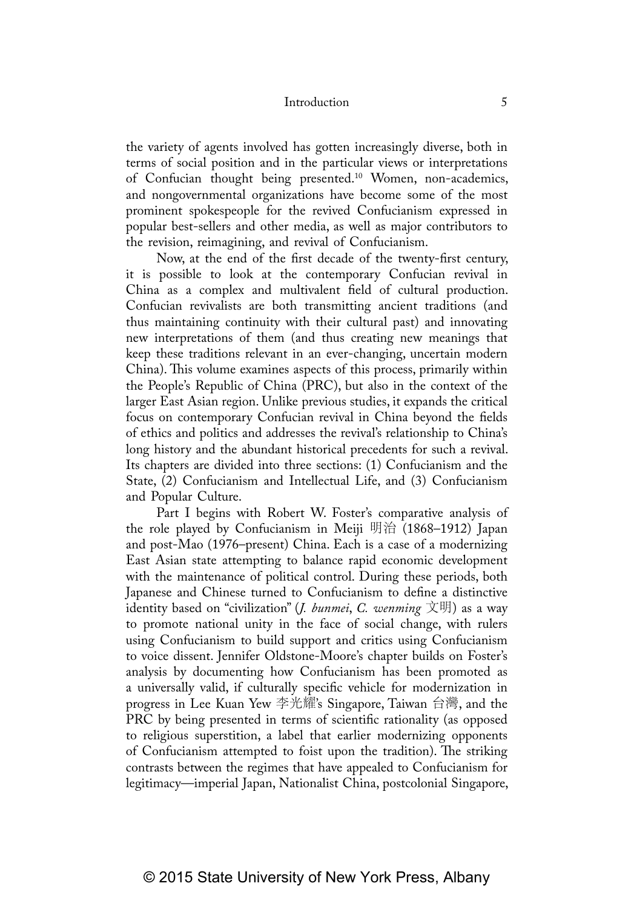the variety of agents involved has gotten increasingly diverse, both in terms of social position and in the particular views or interpretations of Confucian thought being presented.[10] Women, non-academics, and nongovernmental organizations have become some of the most prominent spokespeople for the revived Confucianism expressed in popular best-sellers and other media, as well as major contributors to the revision, reimagining, and revival of Confucianism.

Now, at the end of the first decade of the twenty-first century, it is possible to look at the contemporary Confucian revival in China as a complex and multivalent field of cultural production. Confucian revivalists are both transmitting ancient traditions (and thus maintaining continuity with their cultural past) and innovating new interpretations of them (and thus creating new meanings that keep these traditions relevant in an ever-changing, uncertain modern China). This volume examines aspects of this process, primarily within the People's Republic of China (PRC), but also in the context of the larger East Asian region. Unlike previous studies, it expands the critical focus on contemporary Confucian revival in China beyond the fields of ethics and politics and addresses the revival's relationship to China's long history and the abundant historical precedents for such a revival. Its chapters are divided into three sections: (1) Confucianism and the State, (2) Confucianism and Intellectual Life, and (3) Confucianism and Popular Culture.

Part I begins with Robert W. Foster's comparative analysis of the role played by Confucianism in Meiji 明治 (1868–1912) Japan and post-Mao (1976–present) China. Each is a case of a modernizing East Asian state attempting to balance rapid economic development with the maintenance of political control. During these periods, both Japanese and Chinese turned to Confucianism to define a distinctive identity based on "civilization" (*J. bunmei*, *C. wenming* 文明) as a way to promote national unity in the face of social change, with rulers using Confucianism to build support and critics using Confucianism to voice dissent. Jennifer Oldstone-Moore's chapter builds on Foster's analysis by documenting how Confucianism has been promoted as a universally valid, if culturally specific vehicle for modernization in progress in Lee Kuan Yew 李光耀's Singapore, Taiwan 台灣, and the PRC by being presented in terms of scientific rationality (as opposed to religious superstition, a label that earlier modernizing opponents of Confucianism attempted to foist upon the tradition). The striking contrasts between the regimes that have appealed to Confucianism for legitimacy—imperial Japan, Nationalist China, postcolonial Singapore,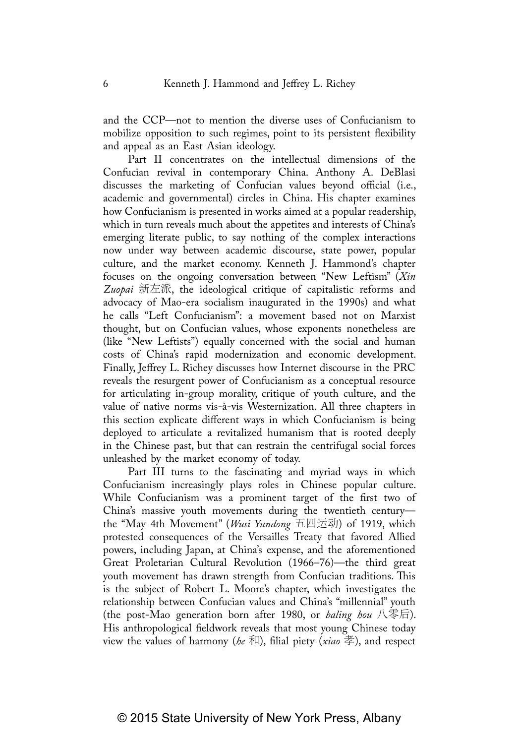and the CCP—not to mention the diverse uses of Confucianism to mobilize opposition to such regimes, point to its persistent flexibility and appeal as an East Asian ideology.

Part II concentrates on the intellectual dimensions of the Confucian revival in contemporary China. Anthony A. DeBlasi discusses the marketing of Confucian values beyond official (i.e., academic and governmental) circles in China. His chapter examines how Confucianism is presented in works aimed at a popular readership, which in turn reveals much about the appetites and interests of China's emerging literate public, to say nothing of the complex interactions now under way between academic discourse, state power, popular culture, and the market economy. Kenneth J. Hammond's chapter focuses on the ongoing conversation between "New Leftism" (*Xin Zuopai* 新左派, the ideological critique of capitalistic reforms and advocacy of Mao-era socialism inaugurated in the 1990s) and what he calls "Left Confucianism": a movement based not on Marxist thought, but on Confucian values, whose exponents nonetheless are (like "New Leftists") equally concerned with the social and human costs of China's rapid modernization and economic development. Finally, Jeffrey L. Richey discusses how Internet discourse in the PRC reveals the resurgent power of Confucianism as a conceptual resource for articulating in-group morality, critique of youth culture, and the value of native norms vis-à-vis Westernization. All three chapters in this section explicate different ways in which Confucianism is being deployed to articulate a revitalized humanism that is rooted deeply in the Chinese past, but that can restrain the centrifugal social forces unleashed by the market economy of today.

Part III turns to the fascinating and myriad ways in which Confucianism increasingly plays roles in Chinese popular culture. While Confucianism was a prominent target of the first two of China's massive youth movements during the twentieth century—the "May 4th Movement" (*Wusi Yundong* 五四运动) of 1919, which protested consequences of the Versailles Treaty that favored Allied powers, including Japan, at China's expense, and the aforementioned Great Proletarian Cultural Revolution (1966–76)—the third great youth movement has drawn strength from Confucian traditions. This is the subject of Robert L. Moore's chapter, which investigates the relationship between Confucian values and China's "millennial" youth (the post-Mao generation born after 1980, or *baling hou* 八零后). His anthropological fieldwork reveals that most young Chinese today view the values of harmony (*he* 和), filial piety (*xiao* 孝), and respect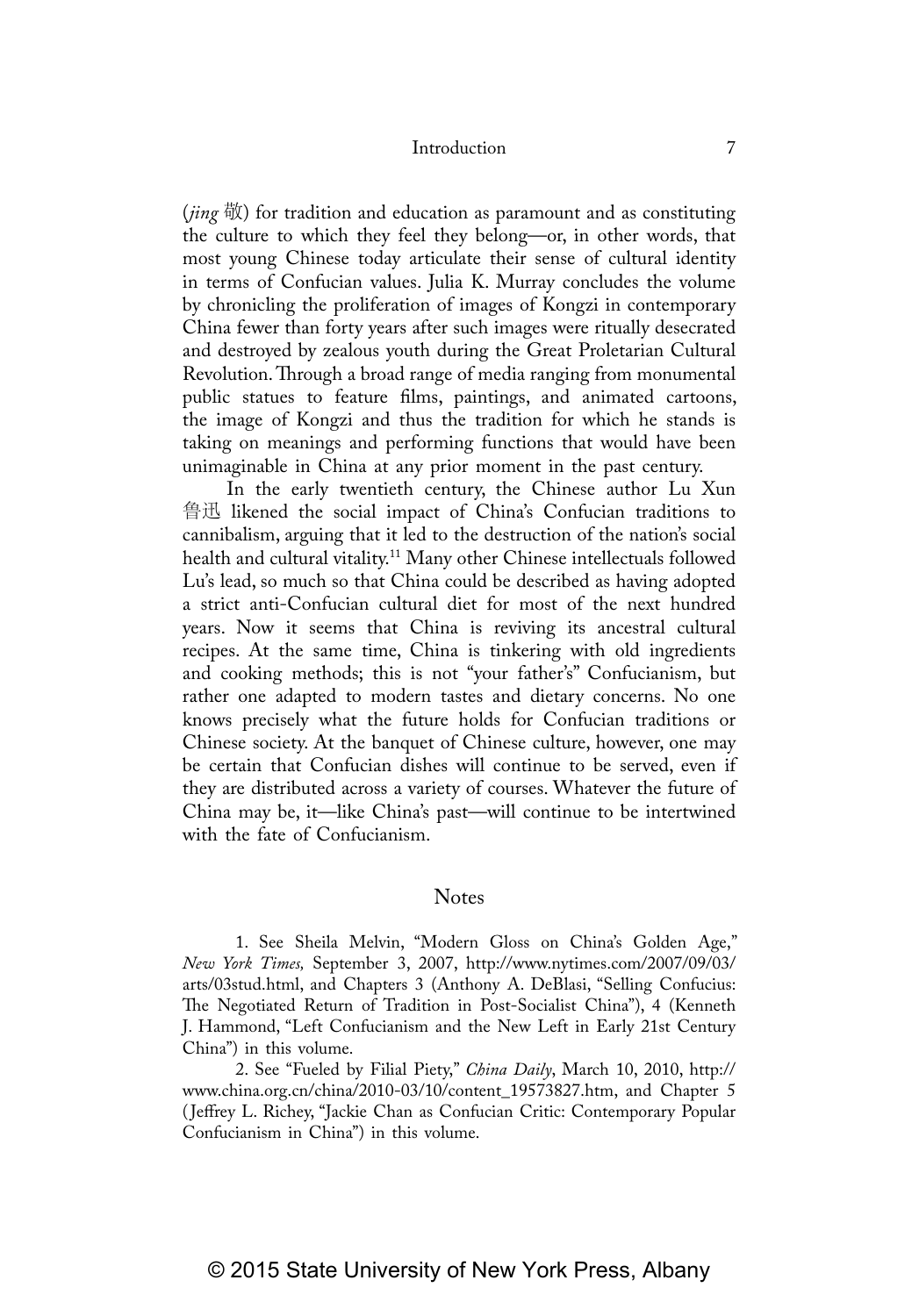(*jing* 敬) for tradition and education as paramount and as constituting the culture to which they feel they belong—or, in other words, that most young Chinese today articulate their sense of cultural identity in terms of Confucian values. Julia K. Murray concludes the volume by chronicling the proliferation of images of Kongzi in contemporary China fewer than forty years after such images were ritually desecrated and destroyed by zealous youth during the Great Proletarian Cultural Revolution. Through a broad range of media ranging from monumental public statues to feature films, paintings, and animated cartoons, the image of Kongzi and thus the tradition for which he stands is taking on meanings and performing functions that would have been unimaginable in China at any prior moment in the past century.

In the early twentieth century, the Chinese author Lu Xun 鲁迅 likened the social impact of China's Confucian traditions to cannibalism, arguing that it led to the destruction of the nation's social health and cultural vitality.[11] Many other Chinese intellectuals followed Lu's lead, so much so that China could be described as having adopted a strict anti-Confucian cultural diet for most of the next hundred years. Now it seems that China is reviving its ancestral cultural recipes. At the same time, China is tinkering with old ingredients and cooking methods; this is not "your father's" Confucianism, but rather one adapted to modern tastes and dietary concerns. No one knows precisely what the future holds for Confucian traditions or Chinese society. At the banquet of Chinese culture, however, one may be certain that Confucian dishes will continue to be served, even if they are distributed across a variety of courses. Whatever the future of China may be, it—like China's past—will continue to be intertwined with the fate of Confucianism.

## Notes

1. See Sheila Melvin, "Modern Gloss on China's Golden Age," *New York Times,* September 3, 2007, http://www.nytimes.com/2007/09/03/arts/03stud.html, and Chapters 3 (Anthony A. DeBlasi, "Selling Confucius: The Negotiated Return of Tradition in Post-Socialist China"), 4 (Kenneth J. Hammond, "Left Confucianism and the New Left in Early 21st Century China") in this volume.

2. See "Fueled by Filial Piety," *China Daily*, March 10, 2010, http://www.china.org.cn/china/2010-03/10/content_19573827.htm, and Chapter 5 (Jeffrey L. Richey, "Jackie Chan as Confucian Critic: Contemporary Popular Confucianism in China") in this volume.

© 2015 State University of New York Press, Albany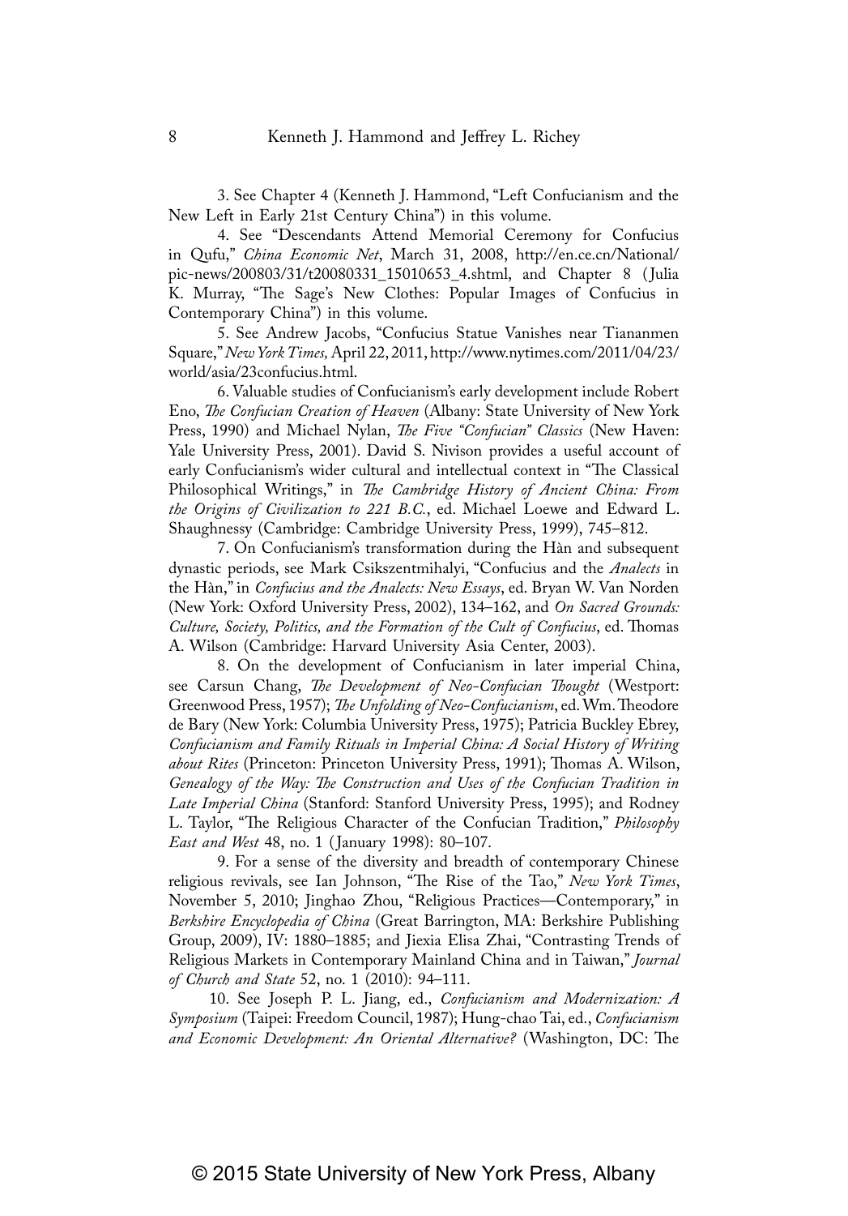3. See Chapter 4 (Kenneth J. Hammond, "Left Confucianism and the New Left in Early 21st Century China") in this volume.

4. See "Descendants Attend Memorial Ceremony for Confucius in Qufu," *China Economic Net*, March 31, 2008, http://en.ce.cn/National/pic-news/200803/31/t20080331_15010653_4.shtml, and Chapter 8 (Julia K. Murray, "The Sage's New Clothes: Popular Images of Confucius in Contemporary China") in this volume.

5. See Andrew Jacobs, "Confucius Statue Vanishes near Tiananmen Square," *New York Times*, April 22, 2011, http://www.nytimes.com/2011/04/23/world/asia/23confucius.html.

6. Valuable studies of Confucianism's early development include Robert Eno, *The Confucian Creation of Heaven* (Albany: State University of New York Press, 1990) and Michael Nylan, *The Five "Confucian" Classics* (New Haven: Yale University Press, 2001). David S. Nivison provides a useful account of early Confucianism's wider cultural and intellectual context in "The Classical Philosophical Writings," in *The Cambridge History of Ancient China: From the Origins of Civilization to 221 B.C.*, ed. Michael Loewe and Edward L. Shaughnessy (Cambridge: Cambridge University Press, 1999), 745–812.

7. On Confucianism's transformation during the Hàn and subsequent dynastic periods, see Mark Csikszentmihalyi, "Confucius and the *Analects* in the Hàn," in *Confucius and the Analects: New Essays*, ed. Bryan W. Van Norden (New York: Oxford University Press, 2002), 134–162, and *On Sacred Grounds: Culture, Society, Politics, and the Formation of the Cult of Confucius*, ed. Thomas A. Wilson (Cambridge: Harvard University Asia Center, 2003).

8. On the development of Confucianism in later imperial China, see Carsun Chang, *The Development of Neo-Confucian Thought* (Westport: Greenwood Press, 1957); *The Unfolding of Neo-Confucianism*, ed. Wm. Theodore de Bary (New York: Columbia University Press, 1975); Patricia Buckley Ebrey, *Confucianism and Family Rituals in Imperial China: A Social History of Writing about Rites* (Princeton: Princeton University Press, 1991); Thomas A. Wilson, *Genealogy of the Way: The Construction and Uses of the Confucian Tradition in Late Imperial China* (Stanford: Stanford University Press, 1995); and Rodney L. Taylor, "The Religious Character of the Confucian Tradition," *Philosophy East and West* 48, no. 1 (January 1998): 80–107.

9. For a sense of the diversity and breadth of contemporary Chinese religious revivals, see Ian Johnson, "The Rise of the Tao," *New York Times*, November 5, 2010; Jinghao Zhou, "Religious Practices—Contemporary," in *Berkshire Encyclopedia of China* (Great Barrington, MA: Berkshire Publishing Group, 2009), IV: 1880–1885; and Jiexia Elisa Zhai, "Contrasting Trends of Religious Markets in Contemporary Mainland China and in Taiwan," *Journal of Church and State* 52, no. 1 (2010): 94–111.

10. See Joseph P. L. Jiang, ed., *Confucianism and Modernization: A Symposium* (Taipei: Freedom Council, 1987); Hung-chao Tai, ed., *Confucianism and Economic Development: An Oriental Alternative?* (Washington, DC: The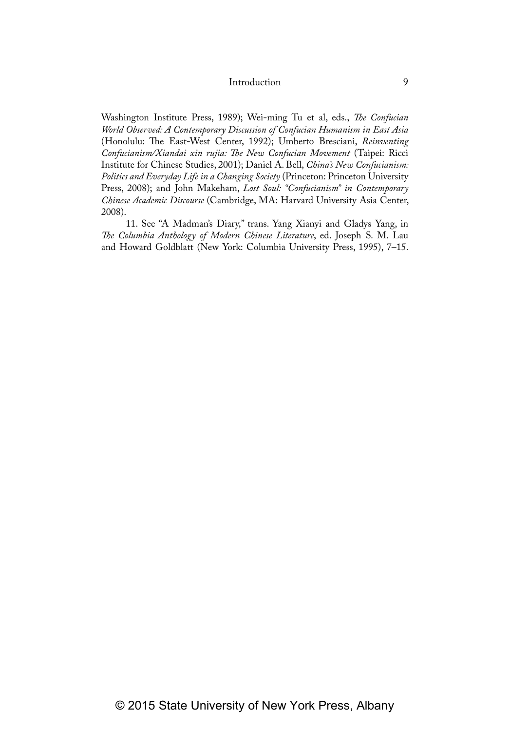Washington Institute Press, 1989); Wei-ming Tu et al, eds., *The Confucian World Observed: A Contemporary Discussion of Confucian Humanism in East Asia* (Honolulu: The East-West Center, 1992); Umberto Bresciani, *Reinventing Confucianism/Xiandai xin rujia: The New Confucian Movement* (Taipei: Ricci Institute for Chinese Studies, 2001); Daniel A. Bell, *China's New Confucianism: Politics and Everyday Life in a Changing Society* (Princeton: Princeton University Press, 2008); and John Makeham, *Lost Soul: "Confucianism" in Contemporary Chinese Academic Discourse* (Cambridge, MA: Harvard University Asia Center, 2008).

11. See "A Madman's Diary," trans. Yang Xianyi and Gladys Yang, in *The Columbia Anthology of Modern Chinese Literature*, ed. Joseph S. M. Lau and Howard Goldblatt (New York: Columbia University Press, 1995), 7–15.

© 2015 State University of New York Press, Albany